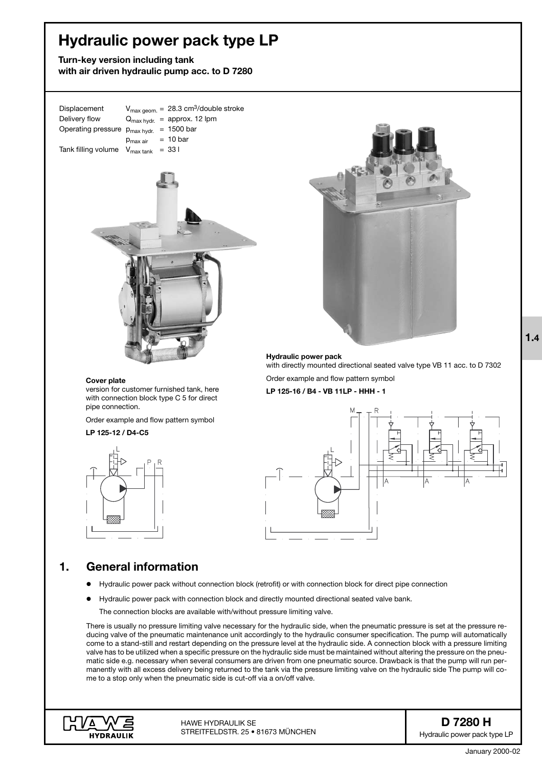# Hydraulic power pack type LP

**Turn-key version including tank with air driven hydraulic pump acc. to D 7280**

| | | |
|---|---|---|
| Displacement | $V_{max\ geom.}$ | = 28.3 cm$^3$/double stroke |
| Delivery flow | $Q_{max\ hydr.}$ | = approx. 12 lpm |
| Operating pressure | $p_{max\ hydr.}$ | = 1500 bar |
| | $p_{max\ air}$ | = 10 bar |
| Tank filling volume | $V_{max\ tank}$ | = 33 l |

**Cover plate**
version for customer furnished tank, here with connection block type C 5 for direct pipe connection.

Order example and flow pattern symbol

**LP 125-12 / D4-C5**

**Hydraulic power pack**
with directly mounted directional seated valve type VB 11 acc. to D 7302

Order example and flow pattern symbol

**LP 125-16 / B4 - VB 11LP - HHH - 1**

## 1. General information

- Hydraulic power pack without connection block (retrofit) or with connection block for direct pipe connection
- Hydraulic power pack with connection block and directly mounted directional seated valve bank.

  The connection blocks are available with/without pressure limiting valve.

There is usually no pressure limiting valve necessary for the hydraulic side, when the pneumatic pressure is set at the pressure reducing valve of the pneumatic maintenance unit accordingly to the hydraulic consumer specification. The pump will automatically come to a stand-still and restart depending on the pressure level at the hydraulic side. A connection block with a pressure limiting valve has to be utilized when a specific pressure on the hydraulic side must be maintained without altering the pressure on the pneumatic side e.g. necessary when several consumers are driven from one pneumatic source. Drawback is that the pump will run permanently with all excess delivery being returned to the tank via the pressure limiting valve on the hydraulic side The pump will come to a stop only when the pneumatic side is cut-off via a on/off valve.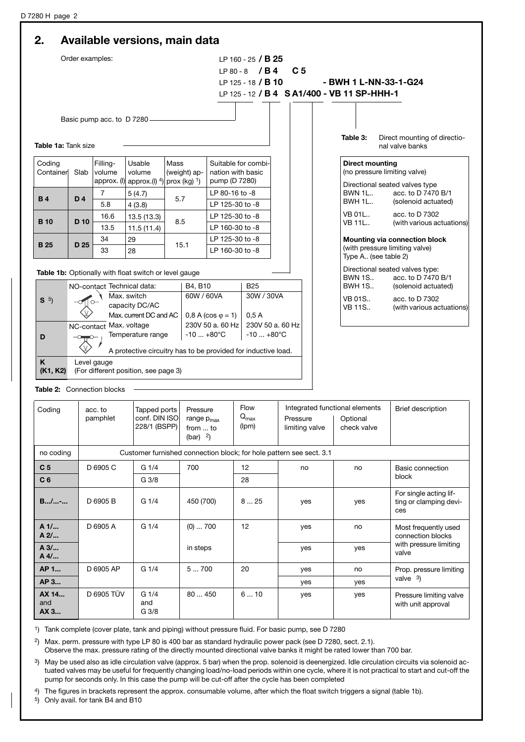## 2. Available versions, main data

Order examples:

LP 160 - 25 **/ B 25**
LP 80 - 8 **/ B 4 C 5**
LP 125 - 18 **/ B 10 - BWH 1 L-NN-33-1-G24**
LP 125 - 12 **/ B 4 S A1/400 - VB 11 SP-HHH-1**

Basic pump acc. to D 7280

**Table 1a:** Tank size

| Coding Container | Slab | Filling-volume approx. (l) | Usable volume approx.(l) [4] | Mass (weight) approx (kg) [1] | Suitable for combination with basic pump (D 7280) |
|---|---|---|---|---|---|
| **B 4** | **D 4** | 7 | 5 (4.7) | 5.7 | LP 80-16 to -8 |
| | | 5.8 | 4 (3.8) | | LP 125-30 to -8 |
| **B 10** | **D 10** | 16.6 | 13.5 (13.3) | 8.5 | LP 125-30 to -8 |
| | | 13.5 | 11.5 (11.4) | | LP 160-30 to -8 |
| **B 25** | **D 25** | 34 | 29 | 15.1 | LP 125-30 to -8 |
| | | 33 | 28 | | LP 160-30 to -8 |

**Table 1b:** Optionally with float switch or level gauge

| | | Technical data: | B4, B10 | B25 |
|---|---|---|---|---|
| **S** [5] | NO-contact | Max. switch capacity DC/AC | 60W / 60VA | 30W / 30VA |
| | | Max. current DC and AC | 0,8 A (cos φ = 1) | 0,5 A |
| **D** | NC-contact | Max. voltage | 230V 50 a. 60 Hz | 230V 50 a. 60 Hz |
| | | Temperature range | -10 ... +80°C | -10 ... +80°C |
| | | A protective circuitry has to be provided for inductive load. | | |
| **K (K1, K2)** | Level gauge (For different position, see page 3) | | | |

**Table 3:** Direct mounting of directional valve banks

**Direct mounting**
(no pressure limiting valve)

Directional seated valves type
BWN 1L.. acc. to D 7470 B/1
BWH 1L.. (solenoid actuated)

VB 01L.. acc. to D 7302
VB 11L.. (with various actuations)

**Mounting via connection block**
(with pressure limiting valve)
Type A.. (see table 2)

Directional seated valves type:
BWN 1S.. acc. to D 7470 B/1
BWH 1S.. (solenoid actuated)

VB 01S.. acc. to D 7302
VB 11S.. (with various actuations)

**Table 2:** Connection blocks

| Coding | acc. to pamphlet | Tapped ports conf. DIN ISO 228/1 (BSPP) | Pressure range $p_{max}$ from ... to (bar) [2] | Flow $Q_{max}$ (lpm) | Integrated functional elements: Pressure limiting valve | Optional check valve | Brief description |
|---|---|---|---|---|---|---|---|
| no coding | Customer furnished connection block; for hole pattern see sect. 3.1 | | | | | | |
| **C 5** | D 6905 C | G 1/4 | 700 | 12 | no | no | Basic connection block |
| **C 6** | | G 3/8 | | 28 | | | |
| **B.../...-...** | D 6905 B | G 1/4 | 450 (700) | 8 ... 25 | yes | yes | For single acting lifting or clamping devices |
| **A 1/... A 2/...** | D 6905 A | G 1/4 | (0) ... 700 | 12 | yes | no | Most frequently used connection blocks with pressure limiting valve |
| **A 3/... A 4/...** | | | in steps | | yes | yes | |
| **AP 1...** | D 6905 AP | G 1/4 | 5 ... 700 | 20 | yes | no | Prop. pressure limiting valve [3] |
| **AP 3...** | | | | | yes | yes | |
| **AX 14... and AX 3...** | D 6905 TÜV | G 1/4 and G 3/8 | 80 ... 450 | 6 ... 10 | yes | yes | Pressure limiting valve with unit approval |

[1] Tank complete (cover plate, tank and piping) without pressure fluid. For basic pump, see D 7280

[2] Max. perm. pressure with type LP 80 is 400 bar as standard hydraulic power pack (see D 7280, sect. 2.1). Observe the max. pressure rating of the directly mounted directional valve banks it might be rated lower than 700 bar.

[3] May be used also as idle circulation valve (approx. 5 bar) when the prop. solenoid is deenergized. Idle circulation circuits via solenoid actuated valves may be useful for frequently changing load/no-load periods within one cycle, where it is not practical to start and cut-off the pump for seconds only. In this case the pump will be cut-off after the cycle has been completed

[4] The figures in brackets represent the approx. consumable volume, after which the float switch triggers a signal (table 1b).

[5] Only avail. for tank B4 and B10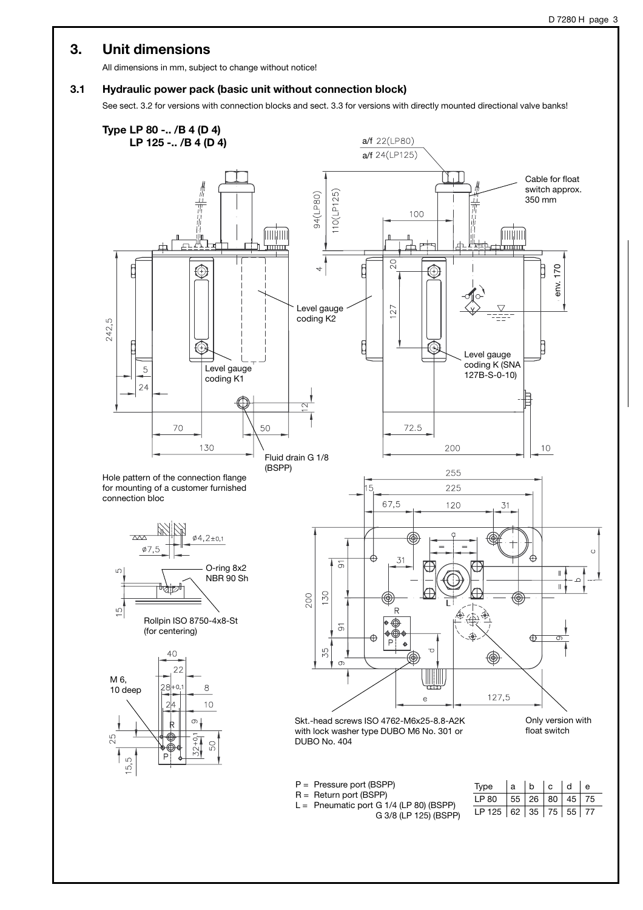# 3. Unit dimensions

All dimensions in mm, subject to change without notice!

## 3.1 Hydraulic power pack (basic unit without connection block)

See sect. 3.2 for versions with connection blocks and sect. 3.3 for versions with directly mounted directional valve banks!

**Type LP 80 -.. /B 4 (D 4)**
**LP 125 -.. /B 4 (D 4)**

a/f 22(LP80)
a/f 24(LP125)

94(LP80) 110(LP125)

Cable for float switch approx. 350 mm

Level gauge coding K2

Level gauge coding K1

Level gauge coding K (SNA 127B-S-0-10)

Fluid drain G 1/8 (BSPP)

env. 170

Hole pattern of the connection flange for mounting of a customer furnished connection bloc

O-ring 8x2 NBR 90 Sh

Rollpin ISO 8750-4x8-St (for centering)

M 6, 10 deep

Skt.-head screws ISO 4762-M6x25-8.8-A2K with lock washer type DUBO M6 No. 301 or DUBO No. 404

Only version with float switch

P = Pressure port (BSPP)
R = Return port (BSPP)
L = Pneumatic port G 1/4 (LP 80) (BSPP)
G 3/8 (LP 125) (BSPP)

| Type | a | b | c | d | e |
|---|---|---|---|---|---|
| LP 80 | 55 | 26 | 80 | 45 | 75 |
| LP 125 | 62 | 35 | 75 | 55 | 77 |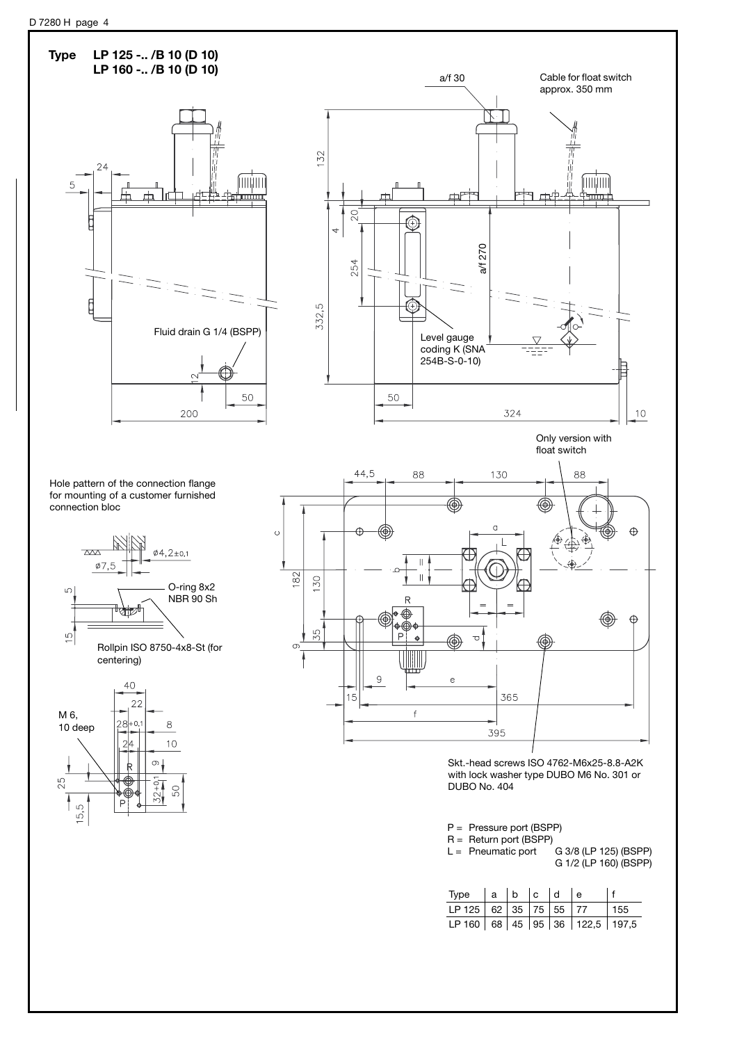## Type LP 125 -.. /B 10 (D 10)
## LP 160 -.. /B 10 (D 10)

a/f 30

Cable for float switch approx. 350 mm

Fluid drain G 1/4 (BSPP)

Level gauge coding K (SNA 254B-S-0-10)

Only version with float switch

Hole pattern of the connection flange for mounting of a customer furnished connection bloc

O-ring 8x2 NBR 90 Sh

Rollpin ISO 8750-4x8-St (for centering)

M 6, 10 deep

Skt.-head screws ISO 4762-M6x25-8.8-A2K with lock washer type DUBO M6 No. 301 or DUBO No. 404

P = Pressure port (BSPP)
R = Return port (BSPP)
L = Pneumatic port G 3/8 (LP 125) (BSPP)
G 1/2 (LP 160) (BSPP)

| Type | a | b | c | d | e | f |
|---|---|---|---|---|---|---|
| LP 125 | 62 | 35 | 75 | 55 | 77 | 155 |
| LP 160 | 68 | 45 | 95 | 36 | 122,5 | 197,5 |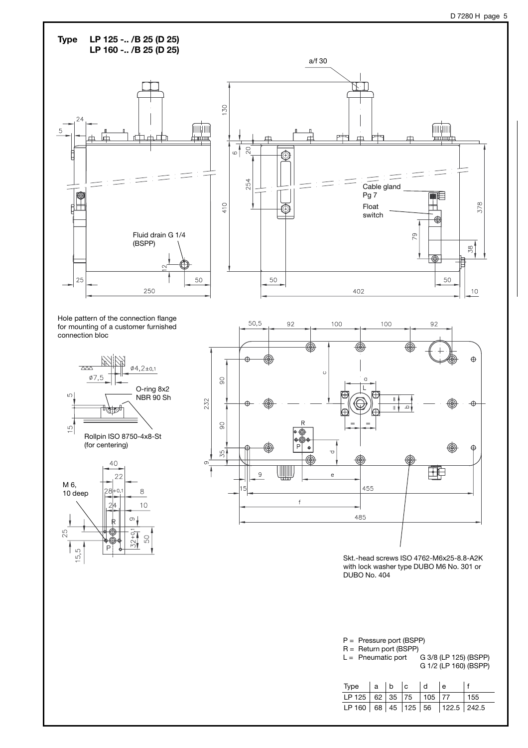**Type LP 125 -.. /B 25 (D 25)**
**LP 160 -.. /B 25 (D 25)**

a/f 30

Cable gland Pg 7

Float switch

Fluid drain G 1/4 (BSPP)

Hole pattern of the connection flange for mounting of a customer furnished connection bloc

O-ring 8x2 NBR 90 Sh

Rollpin ISO 8750-4x8-St (for centering)

M 6, 10 deep

Skt.-head screws ISO 4762-M6x25-8.8-A2K with lock washer type DUBO M6 No. 301 or DUBO No. 404

P = Pressure port (BSPP)
R = Return port (BSPP)
L = Pneumatic port G 3/8 (LP 125) (BSPP)
G 1/2 (LP 160) (BSPP)

| Type | a | b | c | d | e | f |
|---|---|---|---|---|---|---|
| LP 125 | 62 | 35 | 75 | 105 | 77 | 155 |
| LP 160 | 68 | 45 | 125 | 56 | 122.5 | 242.5 |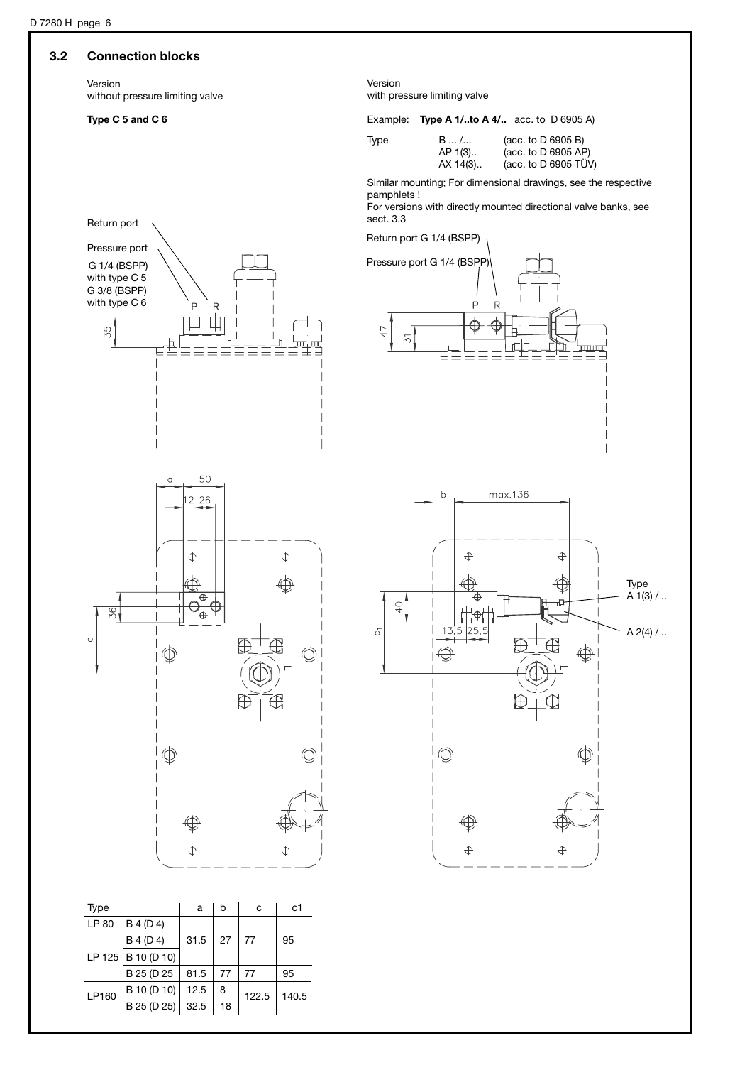## 3.2 Connection blocks

Version
without pressure limiting valve

**Type C 5 and C 6**

Return port

Pressure port
G 1/4 (BSPP) with type C 5
G 3/8 (BSPP) with type C 6

Version
with pressure limiting valve

Example: **Type A 1/..to A 4/..** acc. to D 6905 A)

| Type | B ... /... | (acc. to D 6905 B) |
|---|---|---|
| | AP 1(3).. | (acc. to D 6905 AP) |
| | AX 14(3).. | (acc. to D 6905 TÜV) |

Similar mounting; For dimensional drawings, see the respective pamphlets !
For versions with directly mounted directional valve banks, see sect. 3.3

Return port G 1/4 (BSPP)

Pressure port G 1/4 (BSPP)

Type A 1(3) / ..

A 2(4) / ..

| Type | | a | b | c | c1 |
|---|---|---|---|---|---|
| LP 80 | B 4 (D 4) | 31.5 | 27 | 77 | 95 |
| LP 125 | B 4 (D 4) | 31.5 | 27 | 77 | 95 |
| | B 10 (D 10) | 31.5 | 27 | 77 | 95 |
| | B 25 (D 25 | 81.5 | 77 | 77 | 95 |
| LP160 | B 10 (D 10) | 12.5 | 8 | 122.5 | 140.5 |
| | B 25 (D 25) | 32.5 | 18 | 122.5 | 140.5 |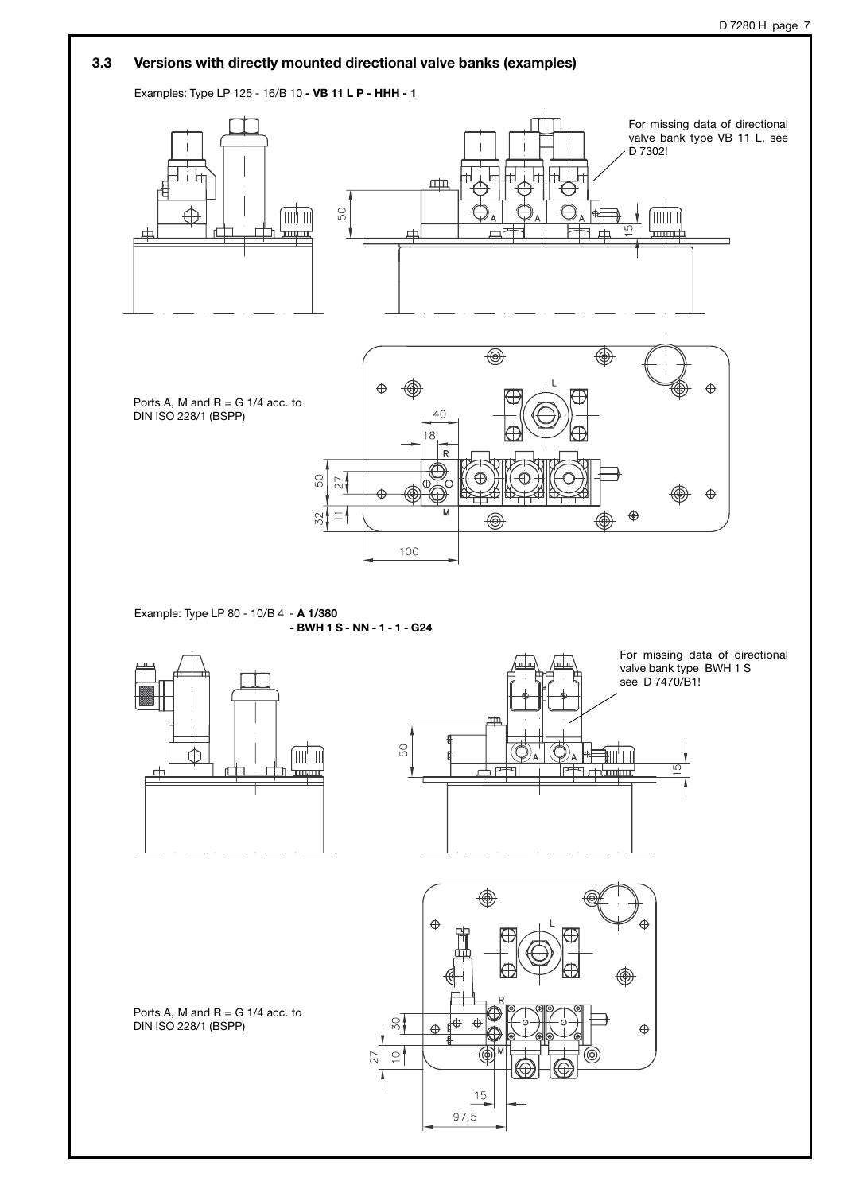### 3.3 Versions with directly mounted directional valve banks (examples)

Examples: Type LP 125 - 16/B 10 **- VB 11 L P - HHH - 1**

For missing data of directional valve bank type VB 11 L, see D 7302!

Ports A, M and R = G 1/4 acc. to DIN ISO 228/1 (BSPP)

Example: Type LP 80 - 10/B 4 - **A 1/380**
**- BWH 1 S - NN - 1 - 1 - G24**

For missing data of directional valve bank type BWH 1 S see D 7470/B1!

Ports A, M and R = G 1/4 acc. to DIN ISO 228/1 (BSPP)